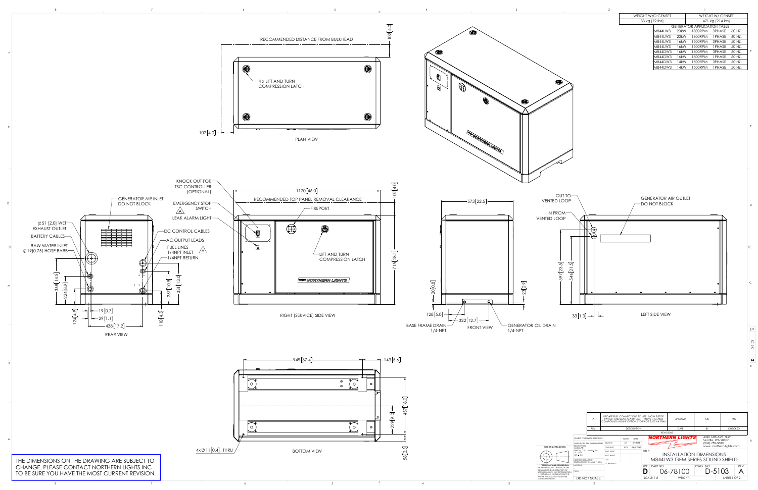| WEIGHT W/O GENSET | WEIGHT W/ GENSET |
|---|---|
| 33 kg [72 lbs] | 471 kg [214 lbs] |

**GENERATOR APPLICATION TABLE**

| Model | kW | RPM | Phase | Hz |
|---|---|---|---|---|
| M844LW3 | 20kW | 1800RPM | 3PHASE | 60 HZ. |
| M844LW3 | 20kW | 1800RPM | 1PHASE | 60 HZ. |
| M844LW3 | 16kW | 1500RPM | 3PHASE | 50 HZ. |
| M844LW3 | 16kW | 1500RPM | 1PHASE | 50 HZ. |
| M844DW3 | 16kW | 1800RPM | 3PHASE | 60 HZ. |
| M844DW3 | 16kW | 1800RPM | 1PHASE | 60 HZ. |
| M844DW3 | 14kW | 1500RPM | 3PHASE | 50 HZ. |
| M844DW3 | 14kW | 1500RPM | 1PHASE | 50 HZ. |

## PLAN VIEW

- RECOMMENDED DISTANCE FROM BULKHEAD: 102 [4.0]
- 102 [4.0]
- 4 x LIFT AND TURN COMPRESSION LATCH

## REAR VIEW

- GENERATOR AIR INLET DO NOT BLOCK
- ∅51 [2.0] WET EXHAUST OUTLET
- BATTERY CABLES
- RAW WATER INLET ∅19 [0.75] HOSE BARB
- DC CONTROL CABLES
- AC OUTPUT LEADS
- FUEL LINES 1/4NPT INLET (A)
- 1/4NPT RETURN
- 368 [14.5], 226 [8.9], 124 [4.9], 19 [0.7], 29 [1.1], 438 [17.2], 331 [13.0], 267 [10.5], 110 [4.3]

## RIGHT (SERVICE) SIDE VIEW

- KNOCK OUT FOR TSC CONTROLLER (OPTIONAL)
- EMERGENCY STOP SWITCH (A)
- LEAK ALARM LIGHT
- 1170 [46.0]
- RECOMMENDED TOP PANEL REMOVAL CLEARANCE: 102 [4.0]
- FIREPORT
- LIFT AND TURN COMPRESSION LATCH
- 715 [28.1]

## FRONT VIEW

- 573 [22.5]
- 20 [0.8], 23 [0.9]
- 128 [5.0]
- 322 [12.7]
- BASE FRAME DRAIN 1/4-NPT
- GENERATOR OIL DRAIN 1/4-NPT

## LEFT SIDE VIEW

- OUT TO VENTED LOOP
- IN FROM VENTED LOOP
- GENERATOR AIR OUTLET DO NOT BLOCK
- 597 [23.5], 546 [21.5]
- 33 [1.3]

## BOTTOM VIEW

- 949 [37.4]
- 143 [5.6]
- 457 [18.0]
- 229 [9.0]
- 58 [2.3]
- 4x ∅11 [0.4], THRU

THE DIMENSIONS ON THE DRAWING ARE SUBJECT TO CHANGE. PLEASE CONTACT NORTHERN LIGHTS INC TO BE SURE YOU HAVE THE MOST CURRENT REVISION.

**REVISIONS**

| REV. | DESCRIPTION | DATE | BY | CHECKED |
|---|---|---|---|---|
| A | UPDATE FUEL CONNECTIONS TO NPT, SHOW E-STOP SWITCH AND LEAK ALARM LIGHT, MOVE PTO AND COMPOUND MOUNT OPTIONS TO PAGE 2. ECN# 7846 | 3/1/2022 | MK | MG |

NORTHERN LIGHTS — 4420 14th AVE. N.W. Seattle, WA 98107 (206) 789-3880 www.northern-lights.com

TITLE: INSTALLATION DIMENSIONS M844LW3 GEM SERIES SOUND SHIELD

SIZE: D — PART NO.: 06-78100 — DWG. NO.: D-5103 — REV: A

SCALE: 1:5 — SHEET 1 OF 2

DO NOT SCALE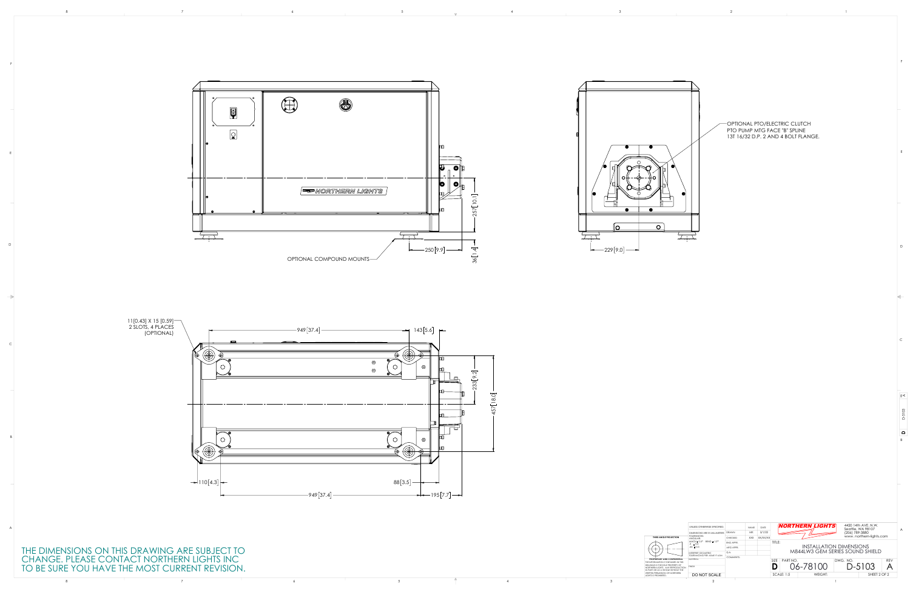OPTIONAL PTO/ELECTRIC CLUTCH
PTO PUMP MTG FACE "B" SPLINE
13T 16/32 D.P. 2 AND 4 BOLT FLANGE.

OPTIONAL COMPOUND MOUNTS

250 [9.9]

257 [10.1]

36 [1.4]

229 [9.0]

11 [0.43] X 15 [0.59]
2 SLOTS, 4 PLACES
(OPTIONAL)

949 [37.4]

143 [5.6]

233 [9.2]

457 [18.0]

110 [4.3]

88 [3.5]

949 [37.4]

195 [7.7]

THE DIMENSIONS ON THIS DRAWING ARE SUBJECT TO CHANGE. PLEASE CONTACT NORTHERN LIGHTS INC TO BE SURE YOU HAVE THE MOST CURRENT REVISION.

| | | | |
|---|---|---|---|
| UNLESS OTHERWISE SPECIFIED: | | NAME | DATE |
| DIMENSIONS ARE IN MILLIMETERS | DRAWN | AW | 3/1/22 |
| TOLERANCES: ANGULAR: MACH ±0.5° BEND ±1.0° .XX ±0.5 | CHECKED | XXX | XX/XX/XX |
| INTERPRET GEOMETRIC TOLERANCING PER: ASME Y14.5M | ENG APPR. | | |
| MATERIAL | MFG APPR. | | |
| FINISH | Q.A. | | |
| DO NOT SCALE | COMMENTS: | | |

THIRD ANGLE PROJECTION

PROPRIETARY AND CONFIDENTIAL
THE INFORMATION CONTAINED IN THIS DRAWING IS THE SOLE PROPERTY OF NORTHERN LIGHTS. ANY REPRODUCTION IN PART OR AS A WHOLE WITHOUT THE WRITTEN PERMISSION OF NORTHERN LIGHTS IS PROHIBITED.

NORTHERN LIGHTS

4420 14th AVE. N.W.
Seattle, WA 98107
(206) 789-3880
www.northern-lights.com

TITLE:
INSTALLATION DIMENSIONS
M844LW3 GEM SERIES SOUND SHIELD

| SIZE | PART NO. | DWG. NO. | REV |
|---|---|---|---|
| D | 06-78100 | D-5103 | A |
| SCALE: 1:5 | WEIGHT: | SHEET 2 OF 2 | |